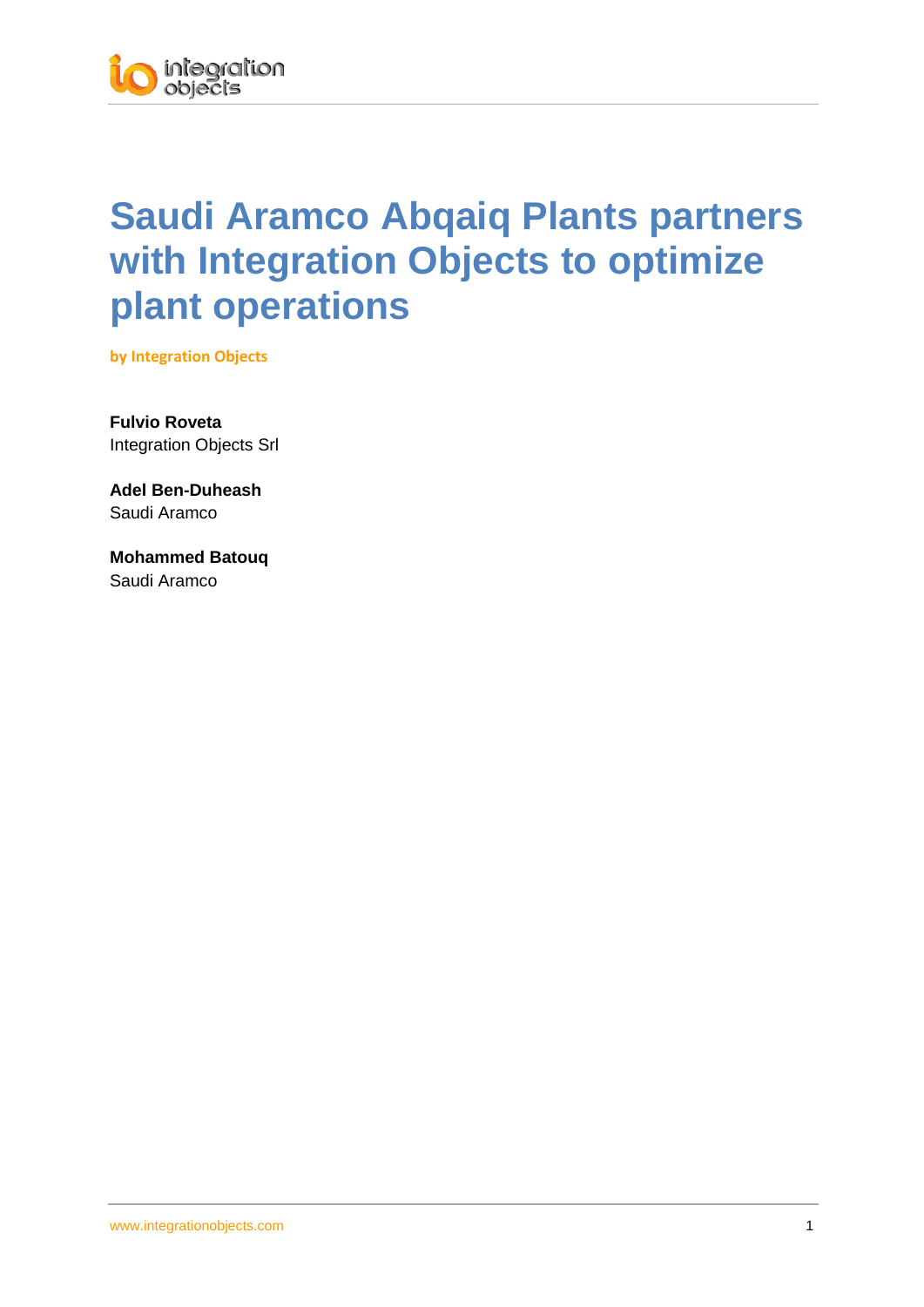# Saudi Aramco Abqaiq Plants partners with Integration Objects to optimize plant operations

**by Integration Objects**

**Fulvio Roveta**
Integration Objects Srl

**Adel Ben-Duheash**
Saudi Aramco

**Mohammed Batouq**
Saudi Aramco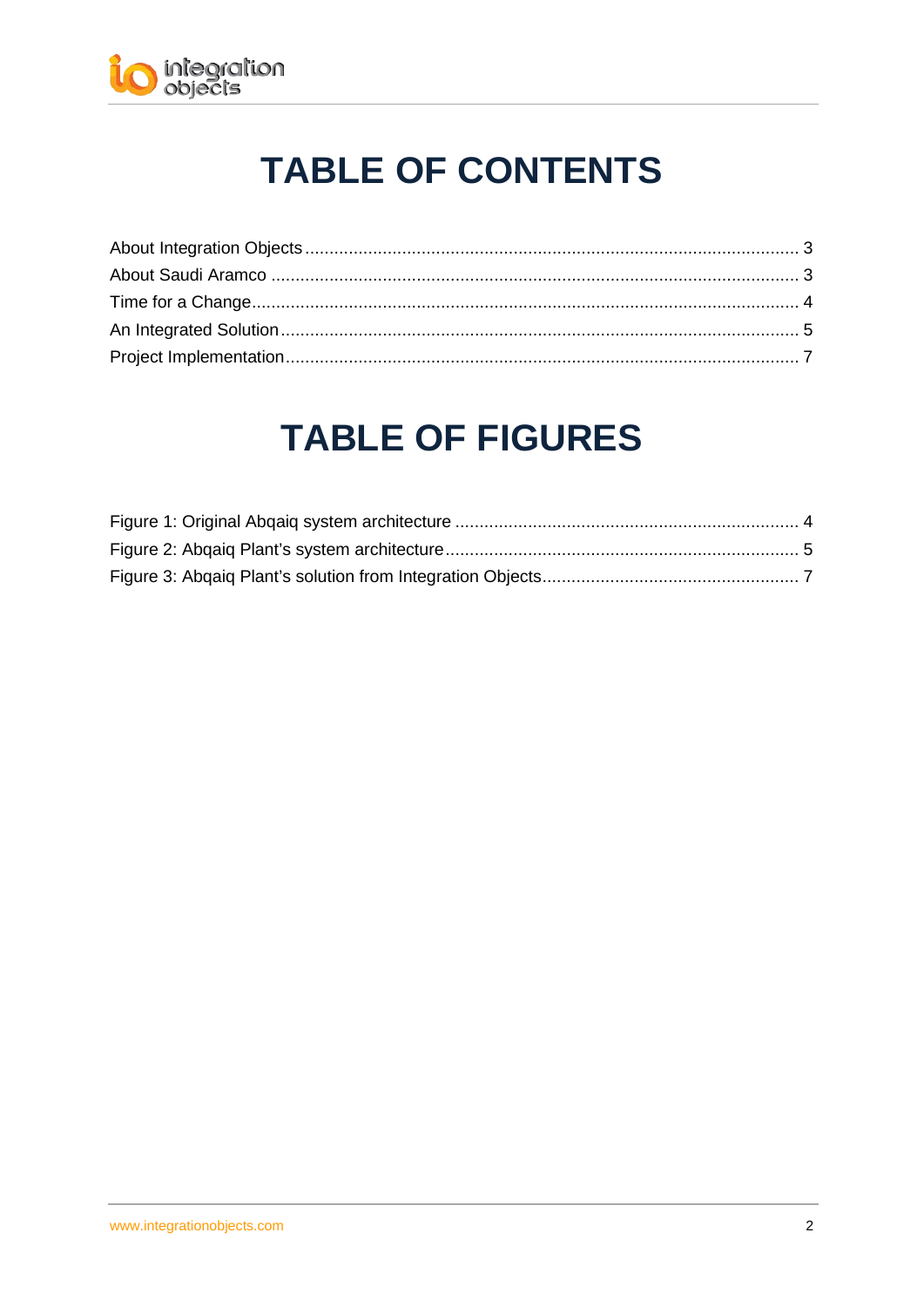# TABLE OF CONTENTS

About Integration Objects ..................................................................................................... 3
About Saudi Aramco ............................................................................................................ 3
Time for a Change ................................................................................................................ 4
An Integrated Solution ......................................................................................................... 5
Project Implementation ......................................................................................................... 7

# TABLE OF FIGURES

Figure 1: Original Abqaiq system architecture ....................................................................... 4
Figure 2: Abqaiq Plant's system architecture ......................................................................... 5
Figure 3: Abqaiq Plant's solution from Integration Objects ..................................................... 7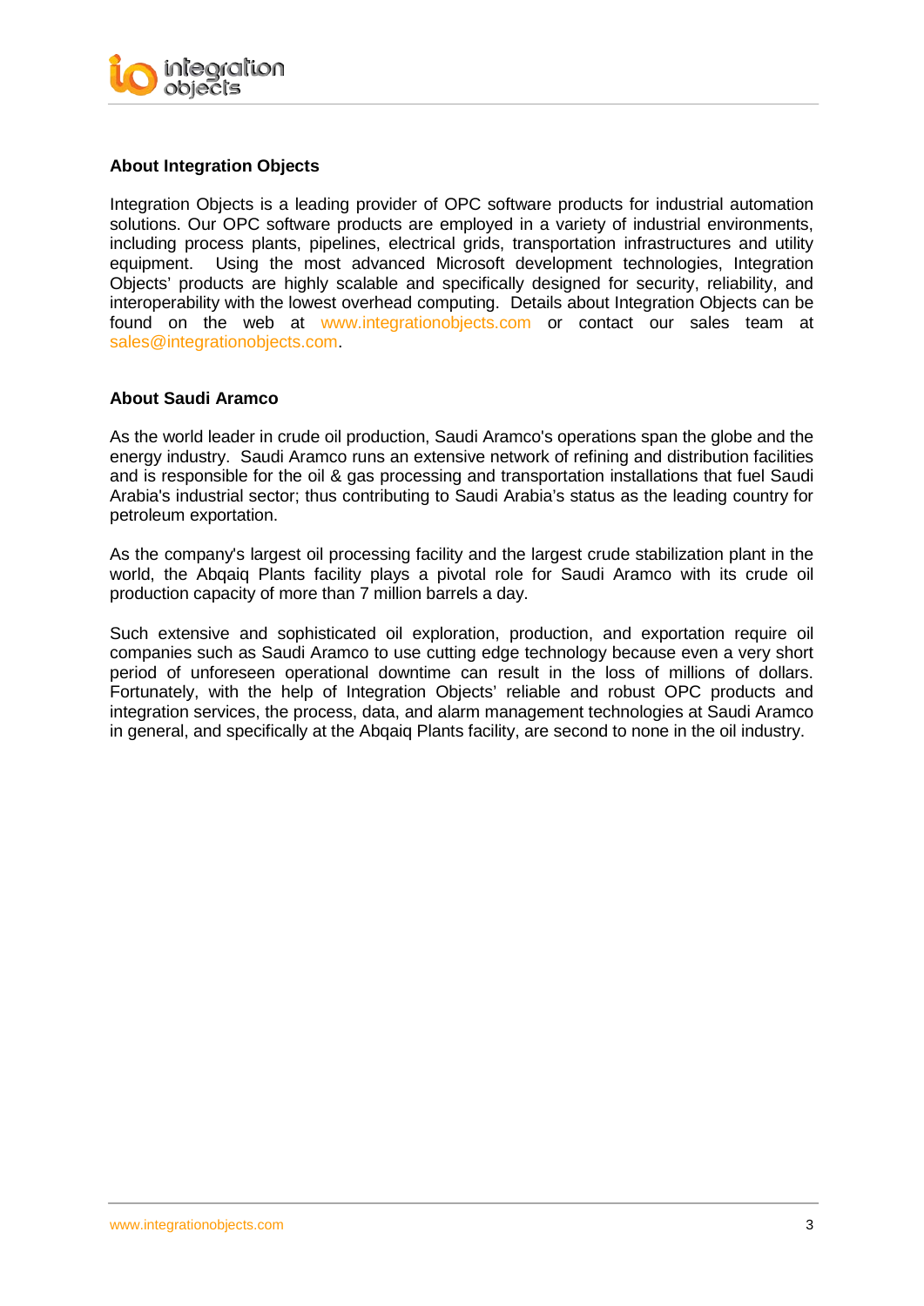## About Integration Objects

Integration Objects is a leading provider of OPC software products for industrial automation solutions. Our OPC software products are employed in a variety of industrial environments, including process plants, pipelines, electrical grids, transportation infrastructures and utility equipment. Using the most advanced Microsoft development technologies, Integration Objects' products are highly scalable and specifically designed for security, reliability, and interoperability with the lowest overhead computing. Details about Integration Objects can be found on the web at www.integrationobjects.com or contact our sales team at sales@integrationobjects.com.

## About Saudi Aramco

As the world leader in crude oil production, Saudi Aramco's operations span the globe and the energy industry. Saudi Aramco runs an extensive network of refining and distribution facilities and is responsible for the oil & gas processing and transportation installations that fuel Saudi Arabia's industrial sector; thus contributing to Saudi Arabia's status as the leading country for petroleum exportation.

As the company's largest oil processing facility and the largest crude stabilization plant in the world, the Abqaiq Plants facility plays a pivotal role for Saudi Aramco with its crude oil production capacity of more than 7 million barrels a day.

Such extensive and sophisticated oil exploration, production, and exportation require oil companies such as Saudi Aramco to use cutting edge technology because even a very short period of unforeseen operational downtime can result in the loss of millions of dollars. Fortunately, with the help of Integration Objects' reliable and robust OPC products and integration services, the process, data, and alarm management technologies at Saudi Aramco in general, and specifically at the Abqaiq Plants facility, are second to none in the oil industry.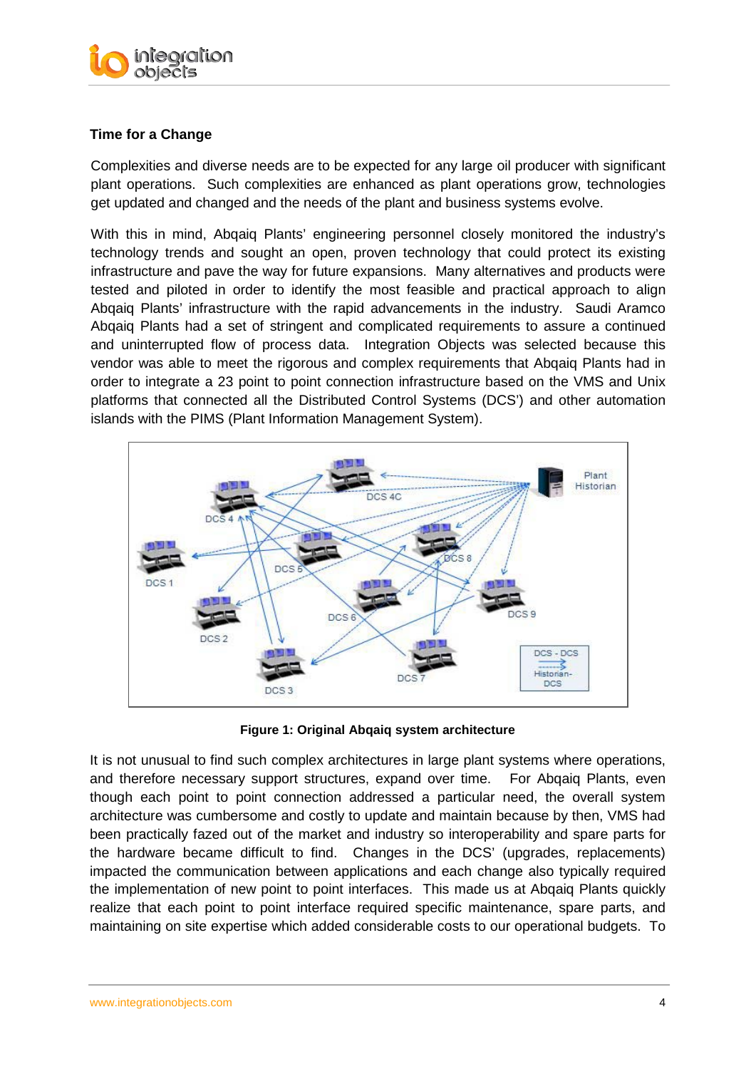### Time for a Change

Complexities and diverse needs are to be expected for any large oil producer with significant plant operations. Such complexities are enhanced as plant operations grow, technologies get updated and changed and the needs of the plant and business systems evolve.

With this in mind, Abqaiq Plants' engineering personnel closely monitored the industry's technology trends and sought an open, proven technology that could protect its existing infrastructure and pave the way for future expansions. Many alternatives and products were tested and piloted in order to identify the most feasible and practical approach to align Abqaiq Plants' infrastructure with the rapid advancements in the industry. Saudi Aramco Abqaiq Plants had a set of stringent and complicated requirements to assure a continued and uninterrupted flow of process data. Integration Objects was selected because this vendor was able to meet the rigorous and complex requirements that Abqaiq Plants had in order to integrate a 23 point to point connection infrastructure based on the VMS and Unix platforms that connected all the Distributed Control Systems (DCS') and other automation islands with the PIMS (Plant Information Management System).

**Figure 1: Original Abqaiq system architecture**

It is not unusual to find such complex architectures in large plant systems where operations, and therefore necessary support structures, expand over time. For Abqaiq Plants, even though each point to point connection addressed a particular need, the overall system architecture was cumbersome and costly to update and maintain because by then, VMS had been practically fazed out of the market and industry so interoperability and spare parts for the hardware became difficult to find. Changes in the DCS' (upgrades, replacements) impacted the communication between applications and each change also typically required the implementation of new point to point interfaces. This made us at Abqaiq Plants quickly realize that each point to point interface required specific maintenance, spare parts, and maintaining on site expertise which added considerable costs to our operational budgets. To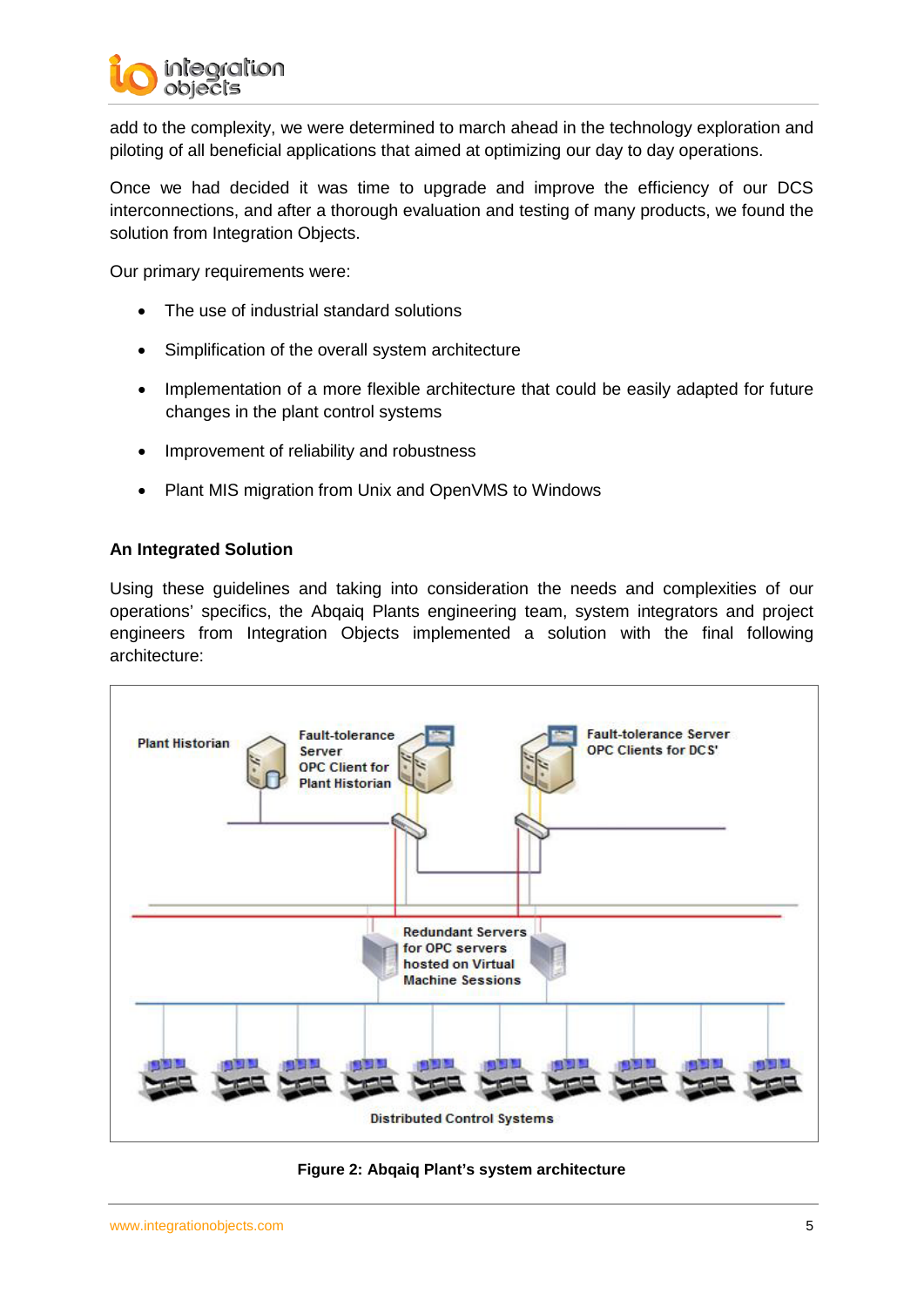add to the complexity, we were determined to march ahead in the technology exploration and piloting of all beneficial applications that aimed at optimizing our day to day operations.

Once we had decided it was time to upgrade and improve the efficiency of our DCS interconnections, and after a thorough evaluation and testing of many products, we found the solution from Integration Objects.

Our primary requirements were:

- The use of industrial standard solutions
- Simplification of the overall system architecture
- Implementation of a more flexible architecture that could be easily adapted for future changes in the plant control systems
- Improvement of reliability and robustness
- Plant MIS migration from Unix and OpenVMS to Windows

### An Integrated Solution

Using these guidelines and taking into consideration the needs and complexities of our operations' specifics, the Abqaiq Plants engineering team, system integrators and project engineers from Integration Objects implemented a solution with the final following architecture:

Plant Historian

Fault-tolerance Server OPC Client for Plant Historian

Fault-tolerance Server OPC Clients for DCS'

Redundant Servers for OPC servers hosted on Virtual Machine Sessions

Distributed Control Systems

**Figure 2: Abqaiq Plant's system architecture**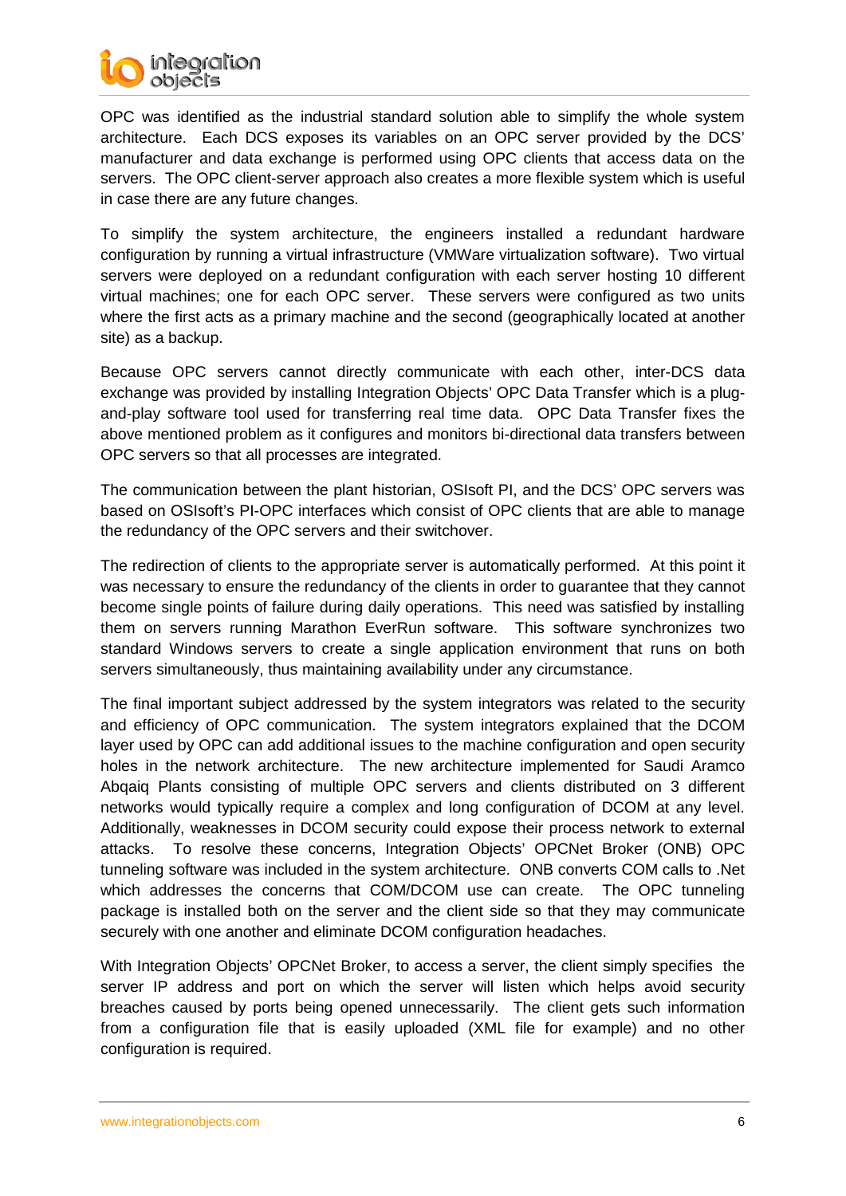OPC was identified as the industrial standard solution able to simplify the whole system architecture. Each DCS exposes its variables on an OPC server provided by the DCS' manufacturer and data exchange is performed using OPC clients that access data on the servers. The OPC client-server approach also creates a more flexible system which is useful in case there are any future changes.

To simplify the system architecture, the engineers installed a redundant hardware configuration by running a virtual infrastructure (VMWare virtualization software). Two virtual servers were deployed on a redundant configuration with each server hosting 10 different virtual machines; one for each OPC server. These servers were configured as two units where the first acts as a primary machine and the second (geographically located at another site) as a backup.

Because OPC servers cannot directly communicate with each other, inter-DCS data exchange was provided by installing Integration Objects' OPC Data Transfer which is a plug-and-play software tool used for transferring real time data. OPC Data Transfer fixes the above mentioned problem as it configures and monitors bi-directional data transfers between OPC servers so that all processes are integrated.

The communication between the plant historian, OSIsoft PI, and the DCS' OPC servers was based on OSIsoft's PI-OPC interfaces which consist of OPC clients that are able to manage the redundancy of the OPC servers and their switchover.

The redirection of clients to the appropriate server is automatically performed. At this point it was necessary to ensure the redundancy of the clients in order to guarantee that they cannot become single points of failure during daily operations. This need was satisfied by installing them on servers running Marathon EverRun software. This software synchronizes two standard Windows servers to create a single application environment that runs on both servers simultaneously, thus maintaining availability under any circumstance.

The final important subject addressed by the system integrators was related to the security and efficiency of OPC communication. The system integrators explained that the DCOM layer used by OPC can add additional issues to the machine configuration and open security holes in the network architecture. The new architecture implemented for Saudi Aramco Abqaiq Plants consisting of multiple OPC servers and clients distributed on 3 different networks would typically require a complex and long configuration of DCOM at any level. Additionally, weaknesses in DCOM security could expose their process network to external attacks. To resolve these concerns, Integration Objects' OPCNet Broker (ONB) OPC tunneling software was included in the system architecture. ONB converts COM calls to .Net which addresses the concerns that COM/DCOM use can create. The OPC tunneling package is installed both on the server and the client side so that they may communicate securely with one another and eliminate DCOM configuration headaches.

With Integration Objects' OPCNet Broker, to access a server, the client simply specifies the server IP address and port on which the server will listen which helps avoid security breaches caused by ports being opened unnecessarily. The client gets such information from a configuration file that is easily uploaded (XML file for example) and no other configuration is required.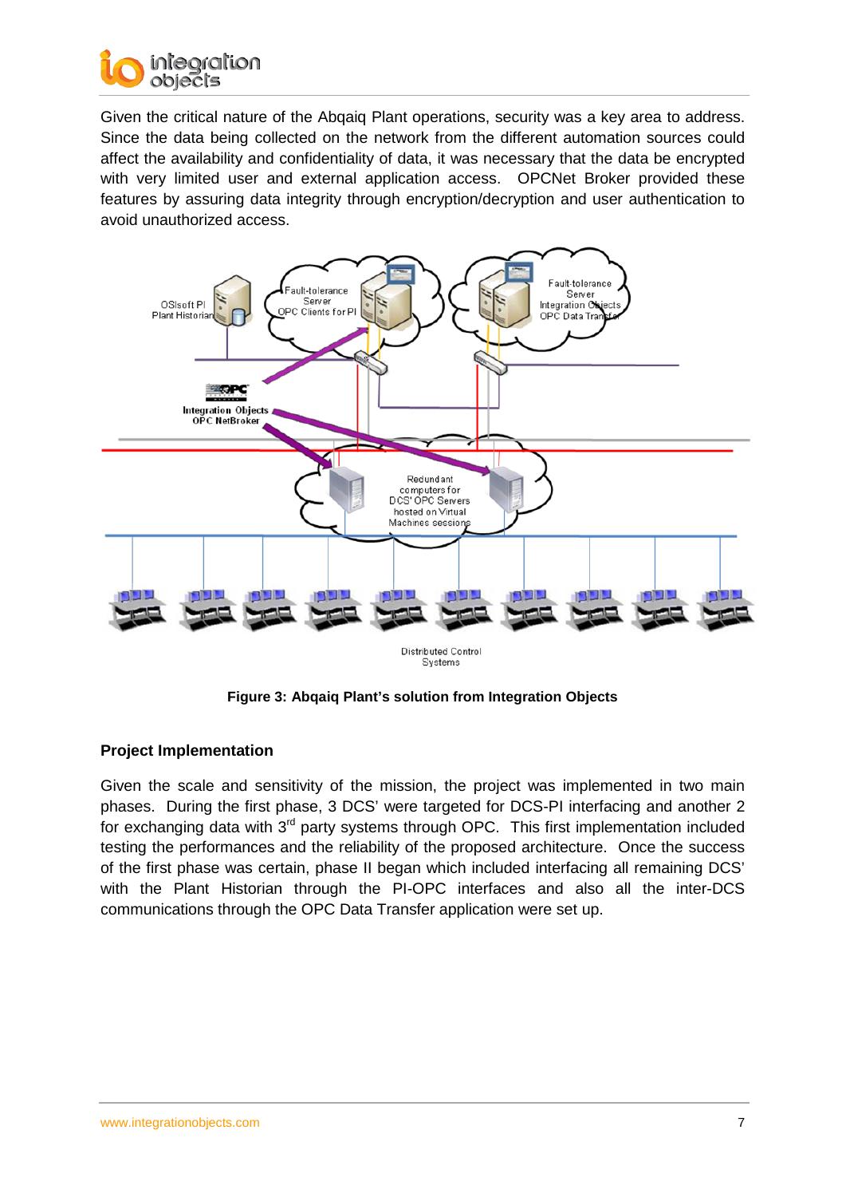Given the critical nature of the Abqaiq Plant operations, security was a key area to address. Since the data being collected on the network from the different automation sources could affect the availability and confidentiality of data, it was necessary that the data be encrypted with very limited user and external application access. OPCNet Broker provided these features by assuring data integrity through encryption/decryption and user authentication to avoid unauthorized access.

OSIsoft PI
Plant Historian

Fault-tolerance
Server
OPC Clients for PI

Fault-tolerance
Server
Integration Objects
OPC Data Transfer

Integration Objects
OPC NetBroker

Redundant
computers for
DCS' OPC Servers
hosted on Virtual
Machines sessions

Distributed Control
Systems

**Figure 3: Abqaiq Plant's solution from Integration Objects**

## Project Implementation

Given the scale and sensitivity of the mission, the project was implemented in two main phases. During the first phase, 3 DCS' were targeted for DCS-PI interfacing and another 2 for exchanging data with 3rd party systems through OPC. This first implementation included testing the performances and the reliability of the proposed architecture. Once the success of the first phase was certain, phase II began which included interfacing all remaining DCS' with the Plant Historian through the PI-OPC interfaces and also all the inter-DCS communications through the OPC Data Transfer application were set up.